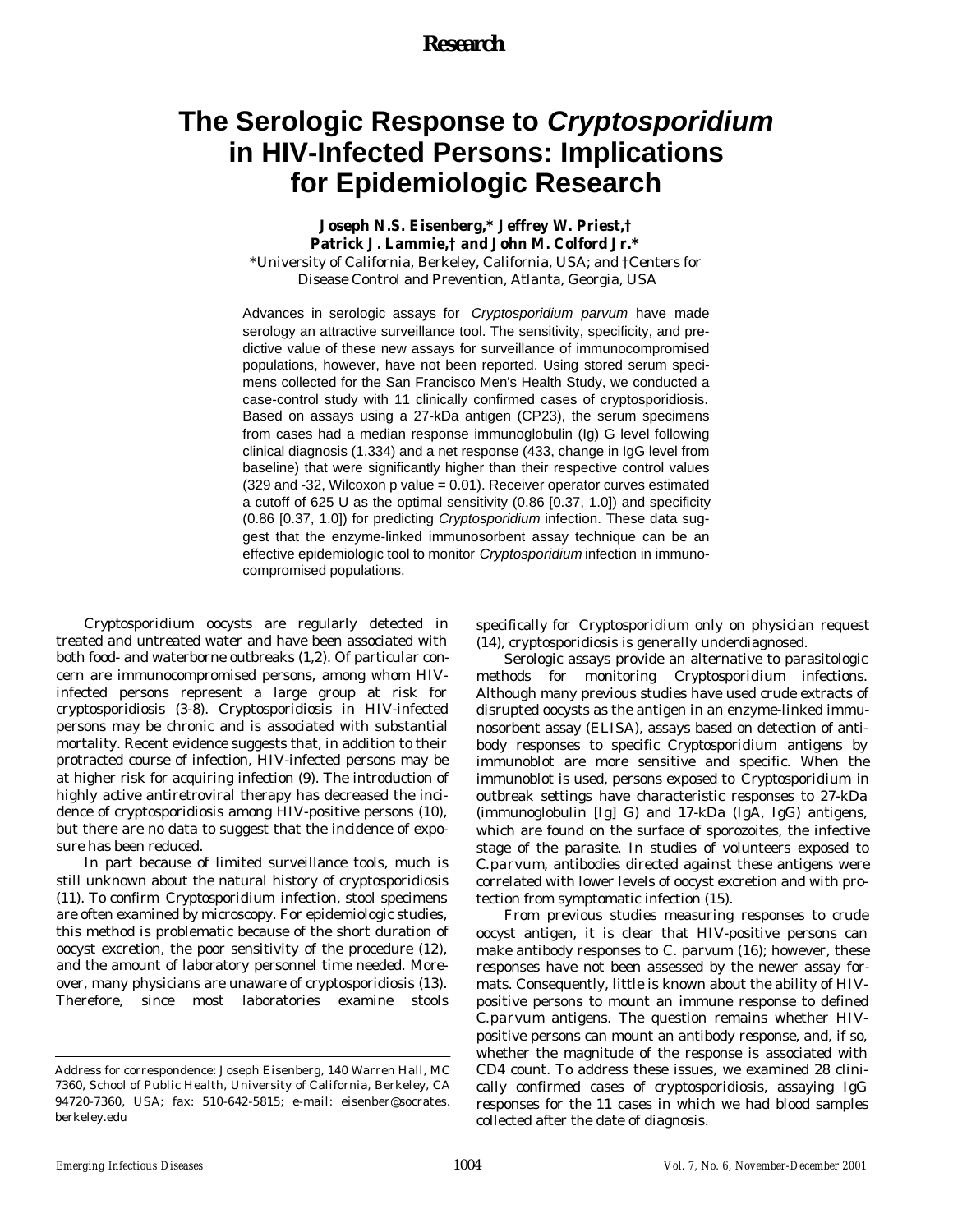# The Serologic Response to *Cryptosporidium* in HIV-Infected Persons: Implications for Epidemiologic Research

**Joseph N.S. Eisenberg,* Jeffrey W. Priest,† Patrick J. Lammie,† and John M. Colford Jr.***

*University of California, Berkeley, California, USA; and †Centers for Disease Control and Prevention, Atlanta, Georgia, USA

Advances in serologic assays for *Cryptosporidium parvum* have made serology an attractive surveillance tool. The sensitivity, specificity, and predictive value of these new assays for surveillance of immunocompromised populations, however, have not been reported. Using stored serum specimens collected for the San Francisco Men's Health Study, we conducted a case-control study with 11 clinically confirmed cases of cryptosporidiosis. Based on assays using a 27-kDa antigen (CP23), the serum specimens from cases had a median response immunoglobulin (Ig) G level following clinical diagnosis (1,334) and a net response (433, change in IgG level from baseline) that were significantly higher than their respective control values (329 and -32, Wilcoxon p value = 0.01). Receiver operator curves estimated a cutoff of 625 U as the optimal sensitivity (0.86 [0.37, 1.0]) and specificity (0.86 [0.37, 1.0]) for predicting *Cryptosporidium* infection. These data suggest that the enzyme-linked immunosorbent assay technique can be an effective epidemiologic tool to monitor *Cryptosporidium* infection in immunocompromised populations.

*Cryptosporidium* oocysts are regularly detected in treated and untreated water and have been associated with both food- and waterborne outbreaks (1,2). Of particular concern are immunocompromised persons, among whom HIV-infected persons represent a large group at risk for cryptosporidiosis (3-8). Cryptosporidiosis in HIV-infected persons may be chronic and is associated with substantial mortality. Recent evidence suggests that, in addition to their protracted course of infection, HIV-infected persons may be at higher risk for acquiring infection (9). The introduction of highly active antiretroviral therapy has decreased the incidence of cryptosporidiosis among HIV-positive persons (10), but there are no data to suggest that the incidence of exposure has been reduced.

In part because of limited surveillance tools, much is still unknown about the natural history of cryptosporidiosis (11). To confirm *Cryptosporidium* infection, stool specimens are often examined by microscopy. For epidemiologic studies, this method is problematic because of the short duration of oocyst excretion, the poor sensitivity of the procedure (12), and the amount of laboratory personnel time needed. Moreover, many physicians are unaware of cryptosporidiosis (13). Therefore, since most laboratories examine stools specifically for *Cryptosporidium* only on physician request (14), cryptosporidiosis is generally underdiagnosed.

Serologic assays provide an alternative to parasitologic methods for monitoring *Cryptosporidium* infections. Although many previous studies have used crude extracts of disrupted oocysts as the antigen in an enzyme-linked immunosorbent assay (ELISA), assays based on detection of antibody responses to specific *Cryptosporidium* antigens by immunoblot are more sensitive and specific. When the immunoblot is used, persons exposed to *Cryptosporidium* in outbreak settings have characteristic responses to 27-kDa (immunoglobulin [Ig] G) and 17-kDa (IgA, IgG) antigens, which are found on the surface of sporozoites, the infective stage of the parasite. In studies of volunteers exposed to *C. parvum*, antibodies directed against these antigens were correlated with lower levels of oocyst excretion and with protection from symptomatic infection (15).

From previous studies measuring responses to crude oocyst antigen, it is clear that HIV-positive persons can make antibody responses to *C. parvum* (16); however, these responses have not been assessed by the newer assay formats. Consequently, little is known about the ability of HIV-positive persons to mount an immune response to defined *C. parvum* antigens. The question remains whether HIV-positive persons can mount an antibody response, and, if so, whether the magnitude of the response is associated with CD4 count. To address these issues, we examined 28 clinically confirmed cases of cryptosporidiosis, assaying IgG responses for the 11 cases in which we had blood samples collected after the date of diagnosis.

Address for correspondence: Joseph Eisenberg, 140 Warren Hall, MC 7360, School of Public Health, University of California, Berkeley, CA 94720-7360, USA; fax: 510-642-5815; e-mail: eisenber@socrates.berkeley.edu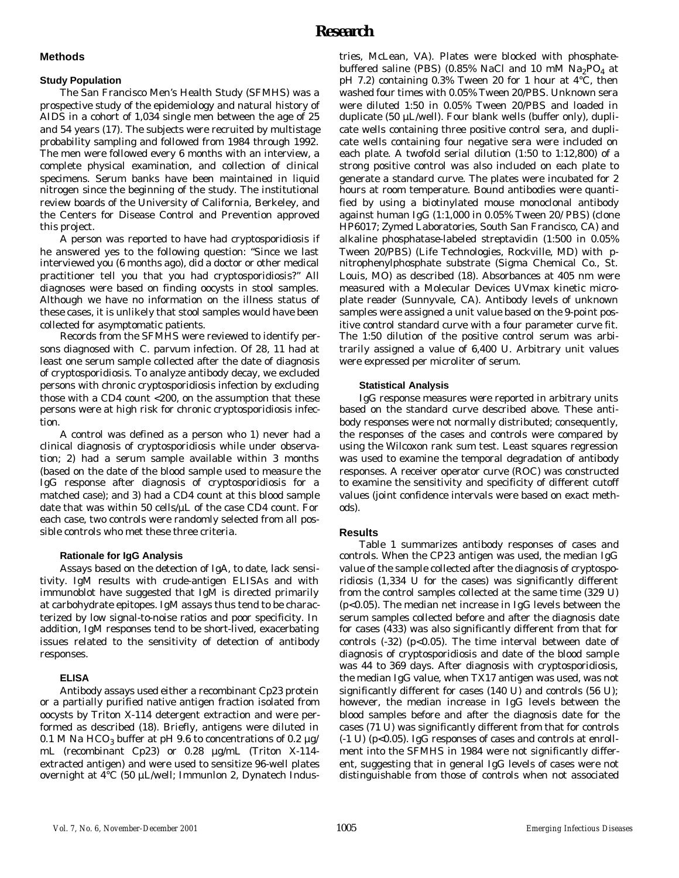## Methods

### Study Population

The San Francisco Men's Health Study (SFMHS) was a prospective study of the epidemiology and natural history of AIDS in a cohort of 1,034 single men between the age of 25 and 54 years (17). The subjects were recruited by multistage probability sampling and followed from 1984 through 1992. The men were followed every 6 months with an interview, a complete physical examination, and collection of clinical specimens. Serum banks have been maintained in liquid nitrogen since the beginning of the study. The institutional review boards of the University of California, Berkeley, and the Centers for Disease Control and Prevention approved this project.

A person was reported to have had cryptosporidiosis if he answered yes to the following question: "Since we last interviewed you (6 months ago), did a doctor or other medical practitioner tell you that you had cryptosporidiosis?" All diagnoses were based on finding oocysts in stool samples. Although we have no information on the illness status of these cases, it is unlikely that stool samples would have been collected for asymptomatic patients.

Records from the SFMHS were reviewed to identify persons diagnosed with *C. parvum* infection. Of 28, 11 had at least one serum sample collected after the date of diagnosis of cryptosporidiosis. To analyze antibody decay, we excluded persons with chronic cryptosporidiosis infection by excluding those with a CD4 count <200, on the assumption that these persons were at high risk for chronic cryptosporidiosis infection.

A control was defined as a person who 1) never had a clinical diagnosis of cryptosporidiosis while under observation; 2) had a serum sample available within 3 months (based on the date of the blood sample used to measure the IgG response after diagnosis of cryptosporidiosis for a matched case); and 3) had a CD4 count at this blood sample date that was within 50 cells/µL of the case CD4 count. For each case, two controls were randomly selected from all possible controls who met these three criteria.

### Rationale for IgG Analysis

Assays based on the detection of IgA, to date, lack sensitivity. IgM results with crude-antigen ELISAs and with immunoblot have suggested that IgM is directed primarily at carbohydrate epitopes. IgM assays thus tend to be characterized by low signal-to-noise ratios and poor specificity. In addition, IgM responses tend to be short-lived, exacerbating issues related to the sensitivity of detection of antibody responses.

### ELISA

Antibody assays used either a recombinant Cp23 protein or a partially purified native antigen fraction isolated from oocysts by Triton X-114 detergent extraction and were performed as described (18). Briefly, antigens were diluted in 0.1 M Na $HCO_3$ buffer at pH 9.6 to concentrations of 0.2 µg/mL (recombinant Cp23) or 0.28 µg/mL (Triton X-114-extracted antigen) and were used to sensitize 96-well plates overnight at 4°C (50 µL/well; Immunlon 2, Dynatech Industries, McLean, VA). Plates were blocked with phosphate-buffered saline (PBS) (0.85% NaCl and 10 mM $Na_2PO_4$ at pH 7.2) containing 0.3% Tween 20 for 1 hour at 4°C, then washed four times with 0.05% Tween 20/PBS. Unknown sera were diluted 1:50 in 0.05% Tween 20/PBS and loaded in duplicate (50 µL/well). Four blank wells (buffer only), duplicate wells containing three positive control sera, and duplicate wells containing four negative sera were included on each plate. A twofold serial dilution (1:50 to 1:12,800) of a strong positive control was also included on each plate to generate a standard curve. The plates were incubated for 2 hours at room temperature. Bound antibodies were quantified by using a biotinylated mouse monoclonal antibody against human IgG (1:1,000 in 0.05% Tween 20/ PBS) (clone HP6017; Zymed Laboratories, South San Francisco, CA) and alkaline phosphatase-labeled streptavidin (1:500 in 0.05% Tween 20/PBS) (Life Technologies, Rockville, MD) with p-nitrophenylphosphate substrate (Sigma Chemical Co., St. Louis, MO) as described (18). Absorbances at 405 nm were measured with a Molecular Devices UVmax kinetic microplate reader (Sunnyvale, CA). Antibody levels of unknown samples were assigned a unit value based on the 9-point positive control standard curve with a four parameter curve fit. The 1:50 dilution of the positive control serum was arbitrarily assigned a value of 6,400 U. Arbitrary unit values were expressed per microliter of serum.

### Statistical Analysis

IgG response measures were reported in arbitrary units based on the standard curve described above. These antibody responses were not normally distributed; consequently, the responses of the cases and controls were compared by using the Wilcoxon rank sum test. Least squares regression was used to examine the temporal degradation of antibody responses. A receiver operator curve (ROC) was constructed to examine the sensitivity and specificity of different cutoff values (joint confidence intervals were based on exact methods).

## Results

Table 1 summarizes antibody responses of cases and controls. When the CP23 antigen was used, the median IgG value of the sample collected after the diagnosis of cryptosporidiosis (1,334 U for the cases) was significantly different from the control samples collected at the same time (329 U) ($p<0.05$). The median net increase in IgG levels between the serum samples collected before and after the diagnosis date for cases (433) was also significantly different from that for controls (-32) ($p<0.05$). The time interval between date of diagnosis of cryptosporidiosis and date of the blood sample was 44 to 369 days. After diagnosis with cryptosporidiosis, the median IgG value, when TX17 antigen was used, was not significantly different for cases (140 U) and controls (56 U); however, the median increase in IgG levels between the blood samples before and after the diagnosis date for the cases (71 U) was significantly different from that for controls (-1 U) ($p<0.05$). IgG responses of cases and controls at enrollment into the SFMHS in 1984 were not significantly different, suggesting that in general IgG levels of cases were not distinguishable from those of controls when not associated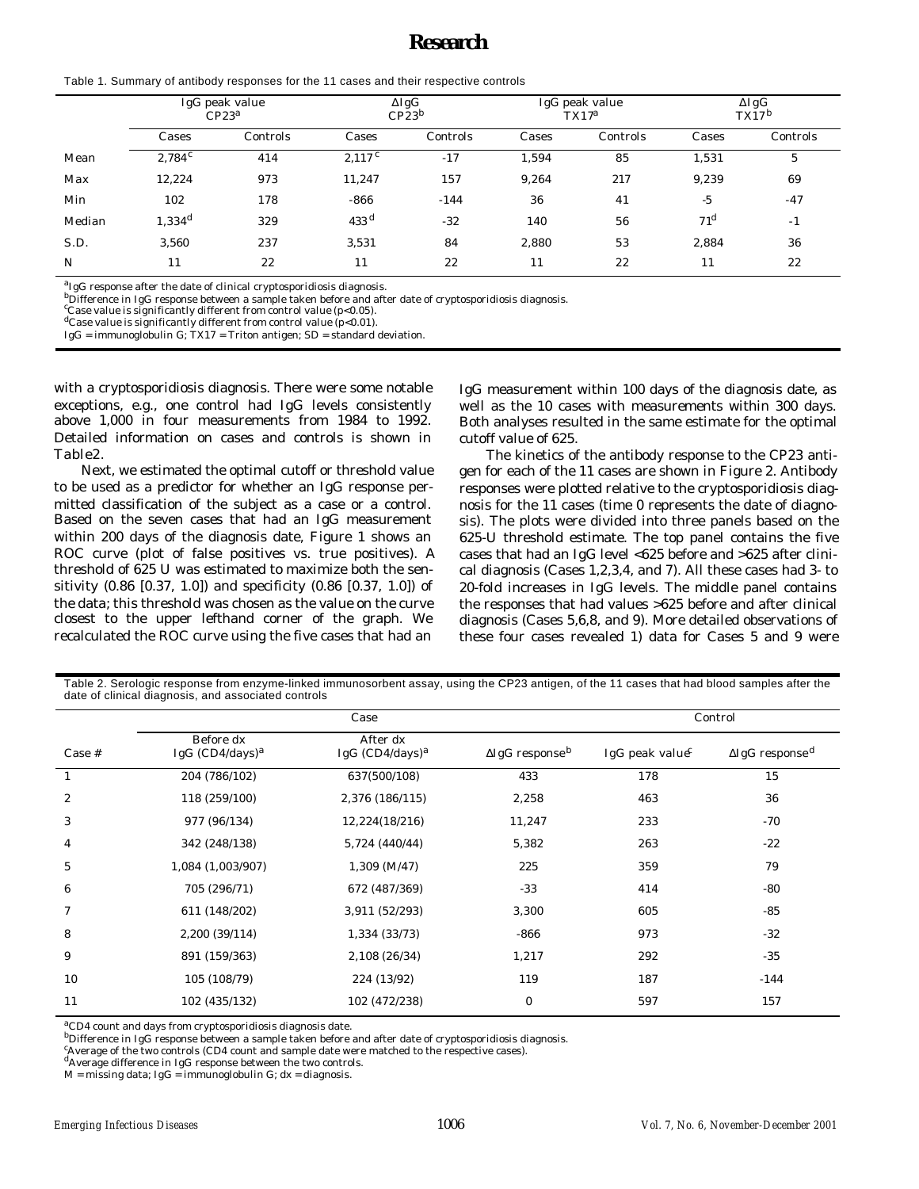Table 1. Summary of antibody responses for the 11 cases and their respective controls

| | IgG peak value CP23[a] | | ΔIgG CP23[b] | | IgG peak value TX17[a] | | ΔIgG TX17[b] | |
|---|---|---|---|---|---|---|---|---|
| | Cases | Controls | Cases | Controls | Cases | Controls | Cases | Controls |
| Mean | 2,784[c] | 414 | 2,117[c] | -17 | 1,594 | 85 | 1,531 | 5 |
| Max | 12,224 | 973 | 11,247 | 157 | 9,264 | 217 | 9,239 | 69 |
| Min | 102 | 178 | -866 | -144 | 36 | 41 | -5 | -47 |
| Median | 1,334[d] | 329 | 433[d] | -32 | 140 | 56 | 71[d] | -1 |
| S.D. | 3,560 | 237 | 3,531 | 84 | 2,880 | 53 | 2,884 | 36 |
| N | 11 | 22 | 11 | 22 | 11 | 22 | 11 | 22 |

[a]IgG response after the date of clinical cryptosporidiosis diagnosis.
[b]Difference in IgG response between a sample taken before and after date of cryptosporidiosis diagnosis.
[c]Case value is significantly different from control value ($p<0.05$).
[d]Case value is significantly different from control value ($p<0.01$).
IgG = immunoglobulin G; TX17 = Triton antigen; SD = standard deviation.

with a cryptosporidiosis diagnosis. There were some notable exceptions, e.g., one control had IgG levels consistently above 1,000 in four measurements from 1984 to 1992. Detailed information on cases and controls is shown in Table2.

Next, we estimated the optimal cutoff or threshold value to be used as a predictor for whether an IgG response permitted classification of the subject as a case or a control. Based on the seven cases that had an IgG measurement within 200 days of the diagnosis date, Figure 1 shows an ROC curve (plot of false positives vs. true positives). A threshold of 625 U was estimated to maximize both the sensitivity (0.86 [0.37, 1.0]) and specificity (0.86 [0.37, 1.0]) of the data; this threshold was chosen as the value on the curve closest to the upper lefthand corner of the graph. We recalculated the ROC curve using the five cases that had an IgG measurement within 100 days of the diagnosis date, as well as the 10 cases with measurements within 300 days. Both analyses resulted in the same estimate for the optimal cutoff value of 625.

The kinetics of the antibody response to the CP23 antigen for each of the 11 cases are shown in Figure 2. Antibody responses were plotted relative to the cryptosporidiosis diagnosis for the 11 cases (time 0 represents the date of diagnosis). The plots were divided into three panels based on the 625-U threshold estimate. The top panel contains the five cases that had an IgG level <625 before and >625 after clinical diagnosis (Cases 1,2,3,4, and 7). All these cases had 3- to 20-fold increases in IgG levels. The middle panel contains the responses that had values >625 before and after clinical diagnosis (Cases 5,6,8, and 9). More detailed observations of these four cases revealed 1) data for Cases 5 and 9 were

Table 2. Serologic response from enzyme-linked immunosorbent assay, using the CP23 antigen, of the 11 cases that had blood samples after the date of clinical diagnosis, and associated controls

| | Case | | | Control | |
|---|---|---|---|---|---|
| Case # | Before dx IgG (CD4/days)[a] | After dx IgG (CD4/days)[a] | ΔIgG response[b] | IgG peak value[c] | ΔIgG response[d] |
| 1 | 204 (786/102) | 637(500/108) | 433 | 178 | 15 |
| 2 | 118 (259/100) | 2,376 (186/115) | 2,258 | 463 | 36 |
| 3 | 977 (96/134) | 12,224(18/216) | 11,247 | 233 | -70 |
| 4 | 342 (248/138) | 5,724 (440/44) | 5,382 | 263 | -22 |
| 5 | 1,084 (1,003/907) | 1,309 (M/47) | 225 | 359 | 79 |
| 6 | 705 (296/71) | 672 (487/369) | -33 | 414 | -80 |
| 7 | 611 (148/202) | 3,911 (52/293) | 3,300 | 605 | -85 |
| 8 | 2,200 (39/114) | 1,334 (33/73) | -866 | 973 | -32 |
| 9 | 891 (159/363) | 2,108 (26/34) | 1,217 | 292 | -35 |
| 10 | 105 (108/79) | 224 (13/92) | 119 | 187 | -144 |
| 11 | 102 (435/132) | 102 (472/238) | 0 | 597 | 157 |

[a]CD4 count and days from cryptosporidiosis diagnosis date.
[b]Difference in IgG response between a sample taken before and after date of cryptosporidiosis diagnosis.
[c]Average of the two controls (CD4 count and sample date were matched to the respective cases).
[d]Average difference in IgG response between the two controls.
M = missing data; IgG = immunoglobulin G; dx = diagnosis.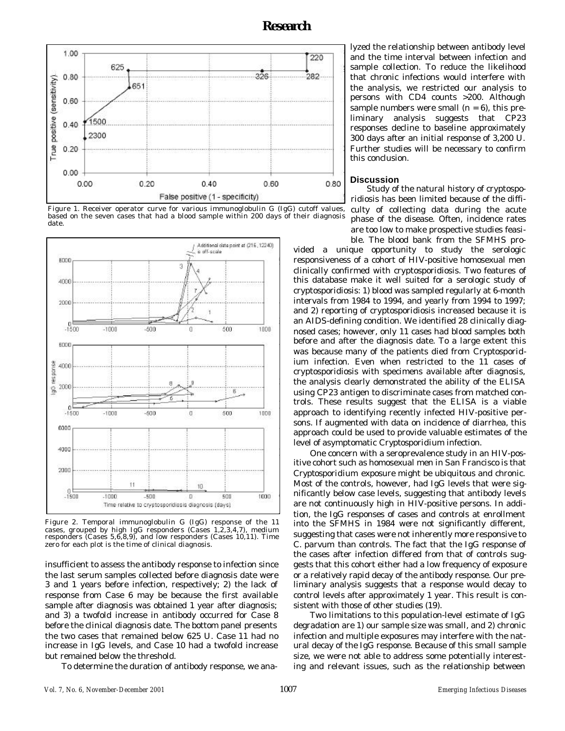Figure 1. Receiver operator curve for various immunoglobulin G (IgG) cutoff values, based on the seven cases that had a blood sample within 200 days of their diagnosis date.

Figure 2. Temporal immunoglobulin G (IgG) response of the 11 cases, grouped by high IgG responders (Cases 1,2,3,4,7), medium responders (Cases 5,6,8,9), and low responders (Cases 10,11). Time zero for each plot is the time of clinical diagnosis.

insufficient to assess the antibody response to infection since the last serum samples collected before diagnosis date were 3 and 1 years before infection, respectively; 2) the lack of response from Case 6 may be because the first available sample after diagnosis was obtained 1 year after diagnosis; and 3) a twofold increase in antibody occurred for Case 8 before the clinical diagnosis date. The bottom panel presents the two cases that remained below 625 U. Case 11 had no increase in IgG levels, and Case 10 had a twofold increase but remained below the threshold.

To determine the duration of antibody response, we analyzed the relationship between antibody level and the time interval between infection and sample collection. To reduce the likelihood that chronic infections would interfere with the analysis, we restricted our analysis to persons with CD4 counts >200. Although sample numbers were small (n = 6), this preliminary analysis suggests that CP23 responses decline to baseline approximately 300 days after an initial response of 3,200 U. Further studies will be necessary to confirm this conclusion.

## Discussion

Study of the natural history of cryptosporidiosis has been limited because of the difficulty of collecting data during the acute phase of the disease. Often, incidence rates are too low to make prospective studies feasible. The blood bank from the SFMHS provided a unique opportunity to study the serologic responsiveness of a cohort of HIV-positive homosexual men clinically confirmed with cryptosporidiosis. Two features of this database make it well suited for a serologic study of cryptosporidiosis: 1) blood was sampled regularly at 6-month intervals from 1984 to 1994, and yearly from 1994 to 1997; and 2) reporting of cryptosporidiosis increased because it is an AIDS-defining condition. We identified 28 clinically diagnosed cases; however, only 11 cases had blood samples both before and after the diagnosis date. To a large extent this was because many of the patients died from *Cryptosporidium* infection. Even when restricted to the 11 cases of cryptosporidiosis with specimens available after diagnosis, the analysis clearly demonstrated the ability of the ELISA using CP23 antigen to discriminate cases from matched controls. These results suggest that the ELISA is a viable approach to identifying recently infected HIV-positive persons. If augmented with data on incidence of diarrhea, this approach could be used to provide valuable estimates of the level of asymptomatic *Cryptosporidium* infection.

One concern with a seroprevalence study in an HIV-positive cohort such as homosexual men in San Francisco is that *Cryptosporidium* exposure might be ubiquitous and chronic. Most of the controls, however, had IgG levels that were significantly below case levels, suggesting that antibody levels are not continuously high in HIV-positive persons. In addition, the IgG responses of cases and controls at enrollment into the SFMHS in 1984 were not significantly different, suggesting that cases were not inherently more responsive to *C. parvum* than controls. The fact that the IgG response of the cases after infection differed from that of controls suggests that this cohort either had a low frequency of exposure or a relatively rapid decay of the antibody response. Our preliminary analysis suggests that a response would decay to control levels after approximately 1 year. This result is consistent with those of other studies (19).

Two limitations to this population-level estimate of IgG degradation are 1) our sample size was small, and 2) chronic infection and multiple exposures may interfere with the natural decay of the IgG response. Because of this small sample size, we were not able to address some potentially interesting and relevant issues, such as the relationship between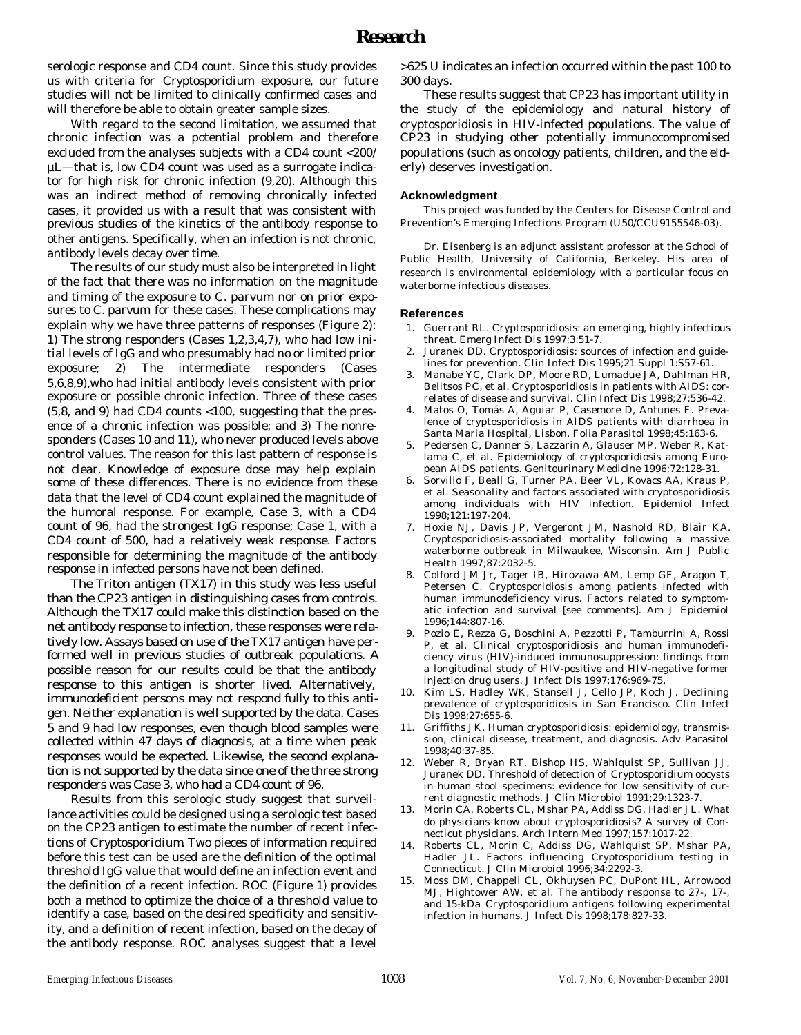serologic response and CD4 count. Since this study provides us with criteria for *Cryptosporidium* exposure, our future studies will not be limited to clinically confirmed cases and will therefore be able to obtain greater sample sizes.

With regard to the second limitation, we assumed that chronic infection was a potential problem and therefore excluded from the analyses subjects with a CD4 count <200/µL—that is, low CD4 count was used as a surrogate indicator for high risk for chronic infection (9,20). Although this was an indirect method of removing chronically infected cases, it provided us with a result that was consistent with previous studies of the kinetics of the antibody response to other antigens. Specifically, when an infection is not chronic, antibody levels decay over time.

The results of our study must also be interpreted in light of the fact that there was no information on the magnitude and timing of the exposure to *C. parvum* nor on prior exposures to *C. parvum* for these cases. These complications may explain why we have three patterns of responses (Figure 2): 1) The strong responders (Cases 1,2,3,4,7), who had low initial levels of IgG and who presumably had no or limited prior exposure; 2) The intermediate responders (Cases 5,6,8,9),who had initial antibody levels consistent with prior exposure or possible chronic infection. Three of these cases (5,8, and 9) had CD4 counts <100, suggesting that the presence of a chronic infection was possible; and 3) The nonresponders (Cases 10 and 11), who never produced levels above control values. The reason for this last pattern of response is not clear. Knowledge of exposure dose may help explain some of these differences. There is no evidence from these data that the level of CD4 count explained the magnitude of the humoral response. For example, Case 3, with a CD4 count of 96, had the strongest IgG response; Case 1, with a CD4 count of 500, had a relatively weak response. Factors responsible for determining the magnitude of the antibody response in infected persons have not been defined.

The Triton antigen (TX17) in this study was less useful than the CP23 antigen in distinguishing cases from controls. Although the TX17 could make this distinction based on the net antibody response to infection, these responses were relatively low. Assays based on use of the TX17 antigen have performed well in previous studies of outbreak populations. A possible reason for our results could be that the antibody response to this antigen is shorter lived. Alternatively, immunodeficient persons may not respond fully to this antigen. Neither explanation is well supported by the data. Cases 5 and 9 had low responses, even though blood samples were collected within 47 days of diagnosis, at a time when peak responses would be expected. Likewise, the second explanation is not supported by the data since one of the three strong responders was Case 3, who had a CD4 count of 96.

Results from this serologic study suggest that surveillance activities could be designed using a serologic test based on the CP23 antigen to estimate the number of recent infections of *Cryptosporidium*. Two pieces of information required before this test can be used are the definition of the optimal threshold IgG value that would define an infection event and the definition of a recent infection. ROC (Figure 1) provides both a method to optimize the choice of a threshold value to identify a case, based on the desired specificity and sensitivity, and a definition of recent infection, based on the decay of the antibody response. ROC analyses suggest that a level >625 U indicates an infection occurred within the past 100 to 300 days.

These results suggest that CP23 has important utility in the study of the epidemiology and natural history of cryptosporidiosis in HIV-infected populations. The value of CP23 in studying other potentially immunocompromised populations (such as oncology patients, children, and the elderly) deserves investigation.

### Acknowledgment

This project was funded by the Centers for Disease Control and Prevention's Emerging Infections Program (U50/CCU9155546-03).

Dr. Eisenberg is an adjunct assistant professor at the School of Public Health, University of California, Berkeley. His area of research is environmental epidemiology with a particular focus on waterborne infectious diseases.

### References

1. Guerrant RL. Cryptosporidiosis: an emerging, highly infectious threat. Emerg Infect Dis 1997;3:51-7.
2. Juranek DD. Cryptosporidiosis: sources of infection and guidelines for prevention. Clin Infect Dis 1995;21 Suppl 1:S57-61.
3. Manabe YC, Clark DP, Moore RD, Lumadue JA, Dahlman HR, Belitsos PC, et al. Cryptosporidiosis in patients with AIDS: correlates of disease and survival. Clin Infect Dis 1998;27:536-42.
4. Matos O, Tomás A, Aguiar P, Casemore D, Antunes F. Prevalence of cryptosporidiosis in AIDS patients with diarrhoea in Santa Maria Hospital, Lisbon. Folia Parasitol 1998;45:163-6.
5. Pedersen C, Danner S, Lazzarin A, Glauser MP, Weber R, Katlama C, et al. Epidemiology of cryptosporidiosis among European AIDS patients. Genitourinary Medicine 1996;72:128-31.
6. Sorvillo F, Beall G, Turner PA, Beer VL, Kovacs AA, Kraus P, et al. Seasonality and factors associated with cryptosporidiosis among individuals with HIV infection. Epidemiol Infect 1998;121:197-204.
7. Hoxie NJ, Davis JP, Vergeront JM, Nashold RD, Blair KA. Cryptosporidiosis-associated mortality following a massive waterborne outbreak in Milwaukee, Wisconsin. Am J Public Health 1997;87:2032-5.
8. Colford JM Jr, Tager IB, Hirozawa AM, Lemp GF, Aragon T, Petersen C. Cryptosporidiosis among patients infected with human immunodeficiency virus. Factors related to symptomatic infection and survival [see comments]. Am J Epidemiol 1996;144:807-16.
9. Pozio E, Rezza G, Boschini A, Pezzotti P, Tamburrini A, Rossi P, et al. Clinical cryptosporidiosis and human immunodeficiency virus (HIV)-induced immunosuppression: findings from a longitudinal study of HIV-positive and HIV-negative former injection drug users. J Infect Dis 1997;176:969-75.
10. Kim LS, Hadley WK, Stansell J, Cello JP, Koch J. Declining prevalence of cryptosporidiosis in San Francisco. Clin Infect Dis 1998;27:655-6.
11. Griffiths JK. Human cryptosporidiosis: epidemiology, transmission, clinical disease, treatment, and diagnosis. Adv Parasitol 1998;40:37-85.
12. Weber R, Bryan RT, Bishop HS, Wahlquist SP, Sullivan JJ, Juranek DD. Threshold of detection of *Cryptosporidium* oocysts in human stool specimens: evidence for low sensitivity of current diagnostic methods. J Clin Microbiol 1991;29:1323-7.
13. Morin CA, Roberts CL, Mshar PA, Addiss DG, Hadler JL. What do physicians know about cryptosporidiosis? A survey of Connecticut physicians. Arch Intern Med 1997;157:1017-22.
14. Roberts CL, Morin C, Addiss DG, Wahlquist SP, Mshar PA, Hadler JL. Factors influencing *Cryptosporidium* testing in Connecticut. J Clin Microbiol 1996;34:2292-3.
15. Moss DM, Chappell CL, Okhuysen PC, DuPont HL, Arrowood MJ, Hightower AW, et al. The antibody response to 27-, 17-, and 15-kDa *Cryptosporidium* antigens following experimental infection in humans. J Infect Dis 1998;178:827-33.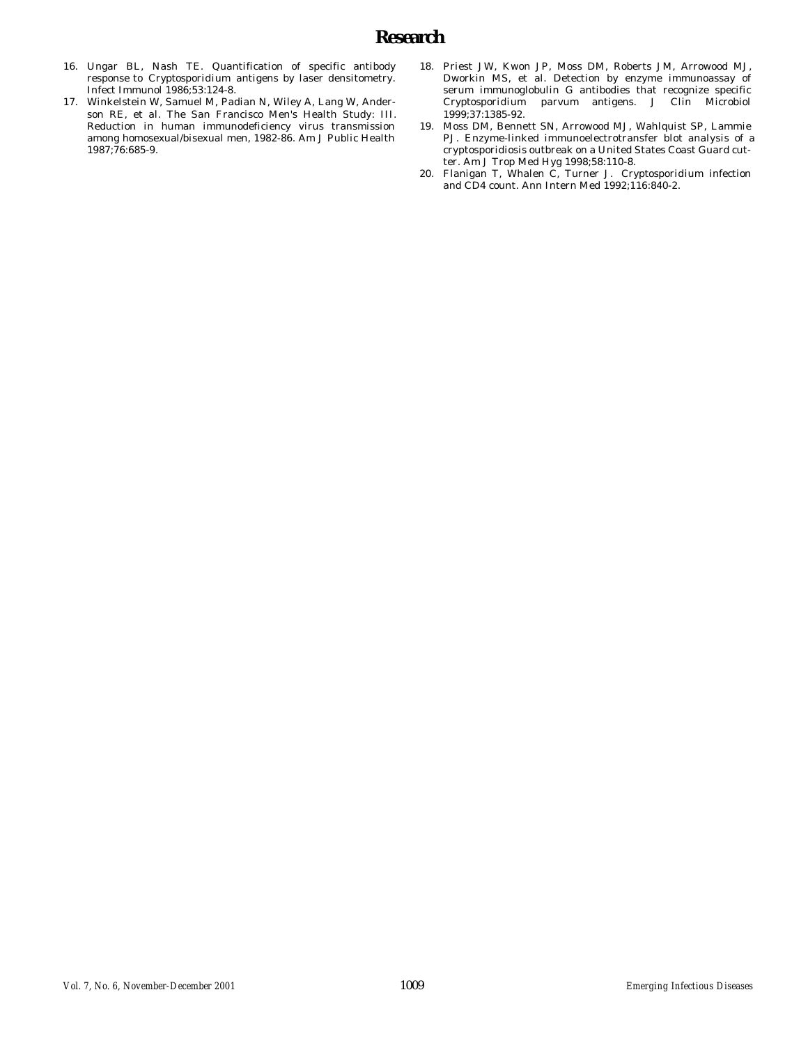16. Ungar BL, Nash TE. Quantification of specific antibody response to Cryptosporidium antigens by laser densitometry. Infect Immunol 1986;53:124-8.
17. Winkelstein W, Samuel M, Padian N, Wiley A, Lang W, Anderson RE, et al. The San Francisco Men's Health Study: III. Reduction in human immunodeficiency virus transmission among homosexual/bisexual men, 1982-86. Am J Public Health 1987;76:685-9.
18. Priest JW, Kwon JP, Moss DM, Roberts JM, Arrowood MJ, Dworkin MS, et al. Detection by enzyme immunoassay of serum immunoglobulin G antibodies that recognize specific Cryptosporidium parvum antigens. J Clin Microbiol 1999;37:1385-92.
19. Moss DM, Bennett SN, Arrowood MJ, Wahlquist SP, Lammie PJ. Enzyme-linked immunoelectrotransfer blot analysis of a cryptosporidiosis outbreak on a United States Coast Guard cutter. Am J Trop Med Hyg 1998;58:110-8.
20. Flanigan T, Whalen C, Turner J. Cryptosporidium infection and CD4 count. Ann Intern Med 1992;116:840-2.